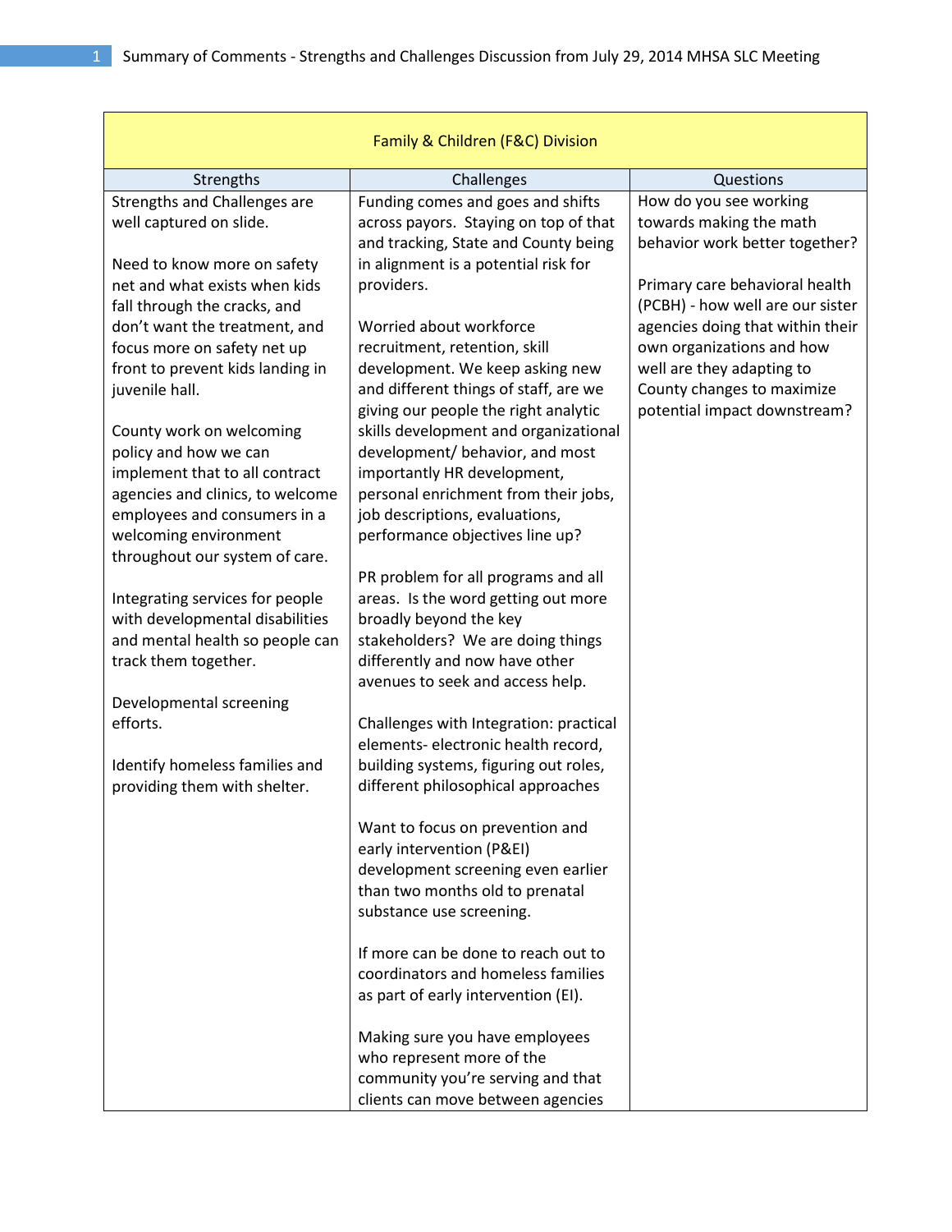# Summary of Comments - Strengths and Challenges Discussion from July 29, 2014 MHSA SLC Meeting

| Family & Children (F&C) Division | | |
|---|---|---|
| **Strengths** | **Challenges** | **Questions** |
| Strengths and Challenges are well captured on slide.<br><br>Need to know more on safety net and what exists when kids fall through the cracks, and don't want the treatment, and focus more on safety net up front to prevent kids landing in juvenile hall.<br><br>County work on welcoming policy and how we can implement that to all contract agencies and clinics, to welcome employees and consumers in a welcoming environment throughout our system of care.<br><br>Integrating services for people with developmental disabilities and mental health so people can track them together.<br><br>Developmental screening efforts.<br><br>Identify homeless families and providing them with shelter. | Funding comes and goes and shifts across payors. Staying on top of that and tracking, State and County being in alignment is a potential risk for providers.<br><br>Worried about workforce recruitment, retention, skill development. We keep asking new and different things of staff, are we giving our people the right analytic skills development and organizational development/ behavior, and most importantly HR development, personal enrichment from their jobs, job descriptions, evaluations, performance objectives line up?<br><br>PR problem for all programs and all areas. Is the word getting out more broadly beyond the key stakeholders? We are doing things differently and now have other avenues to seek and access help.<br><br>Challenges with Integration: practical elements- electronic health record, building systems, figuring out roles, different philosophical approaches<br><br>Want to focus on prevention and early intervention (P&EI) development screening even earlier than two months old to prenatal substance use screening.<br><br>If more can be done to reach out to coordinators and homeless families as part of early intervention (EI).<br><br>Making sure you have employees who represent more of the community you're serving and that clients can move between agencies | How do you see working towards making the math behavior work better together?<br><br>Primary care behavioral health (PCBH) - how well are our sister agencies doing that within their own organizations and how well are they adapting to County changes to maximize potential impact downstream? |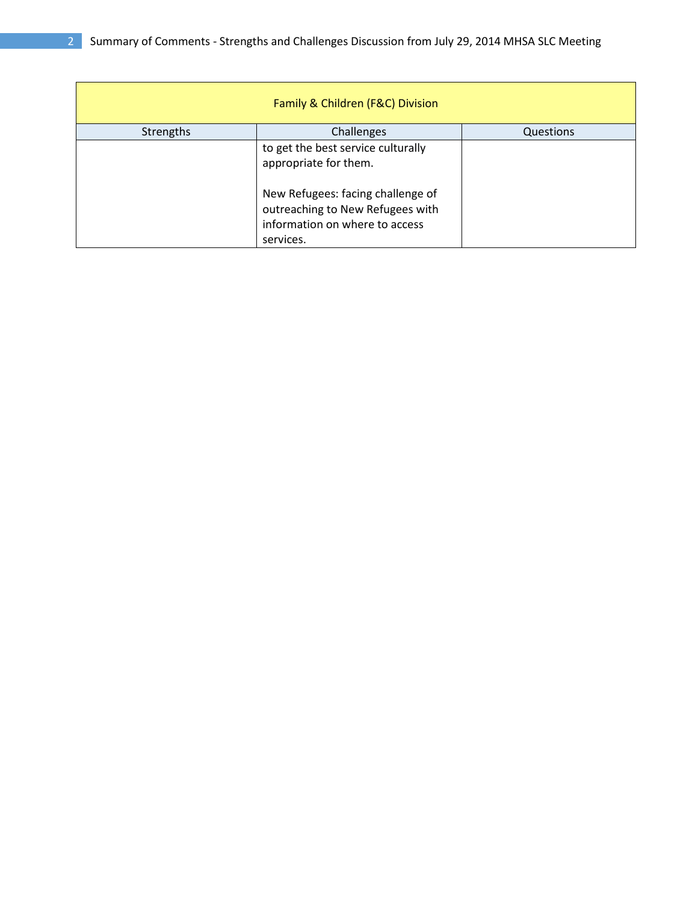| Family & Children (F&C) Division | | |
| --- | --- | --- |
| Strengths | Challenges | Questions |
| | to get the best service culturally appropriate for them.<br><br>New Refugees: facing challenge of outreaching to New Refugees with information on where to access services. | |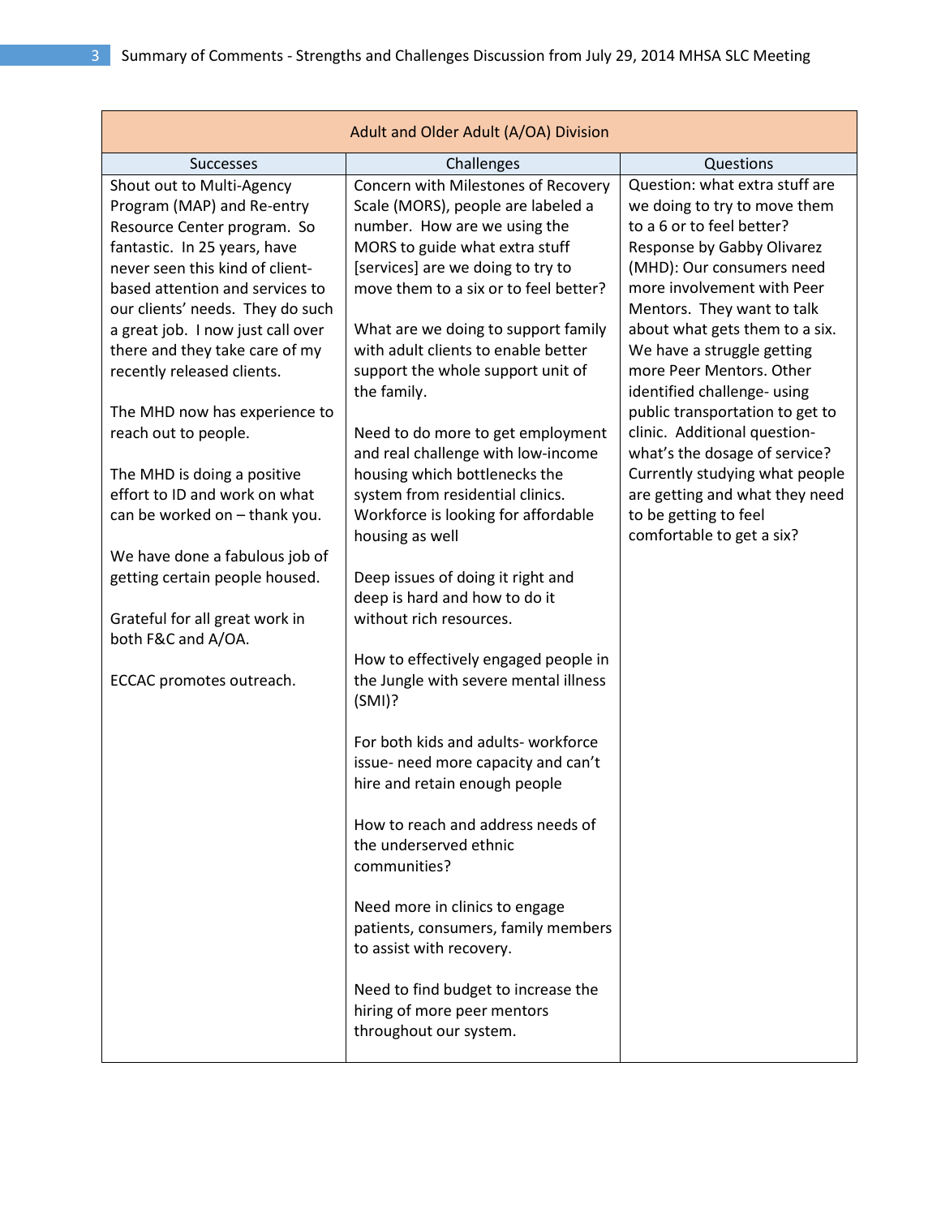| Adult and Older Adult (A/OA) Division | | |
|---|---|---|
| **Successes** | **Challenges** | **Questions** |
| Shout out to Multi-Agency Program (MAP) and Re-entry Resource Center program. So fantastic. In 25 years, have never seen this kind of client-based attention and services to our clients' needs. They do such a great job. I now just call over there and they take care of my recently released clients.<br><br>The MHD now has experience to reach out to people.<br><br>The MHD is doing a positive effort to ID and work on what can be worked on – thank you.<br><br>We have done a fabulous job of getting certain people housed.<br><br>Grateful for all great work in both F&C and A/OA.<br><br>ECCAC promotes outreach. | Concern with Milestones of Recovery Scale (MORS), people are labeled a number. How are we using the MORS to guide what extra stuff [services] are we doing to try to move them to a six or to feel better?<br><br>What are we doing to support family with adult clients to enable better support the whole support unit of the family.<br><br>Need to do more to get employment and real challenge with low-income housing which bottlenecks the system from residential clinics. Workforce is looking for affordable housing as well<br><br>Deep issues of doing it right and deep is hard and how to do it without rich resources.<br><br>How to effectively engaged people in the Jungle with severe mental illness (SMI)?<br><br>For both kids and adults- workforce issue- need more capacity and can't hire and retain enough people<br><br>How to reach and address needs of the underserved ethnic communities?<br><br>Need more in clinics to engage patients, consumers, family members to assist with recovery.<br><br>Need to find budget to increase the hiring of more peer mentors throughout our system. | Question: what extra stuff are we doing to try to move them to a 6 or to feel better? Response by Gabby Olivarez (MHD): Our consumers need more involvement with Peer Mentors. They want to talk about what gets them to a six. We have a struggle getting more Peer Mentors. Other identified challenge- using public transportation to get to clinic. Additional question- what's the dosage of service? Currently studying what people are getting and what they need to be getting to feel comfortable to get a six? |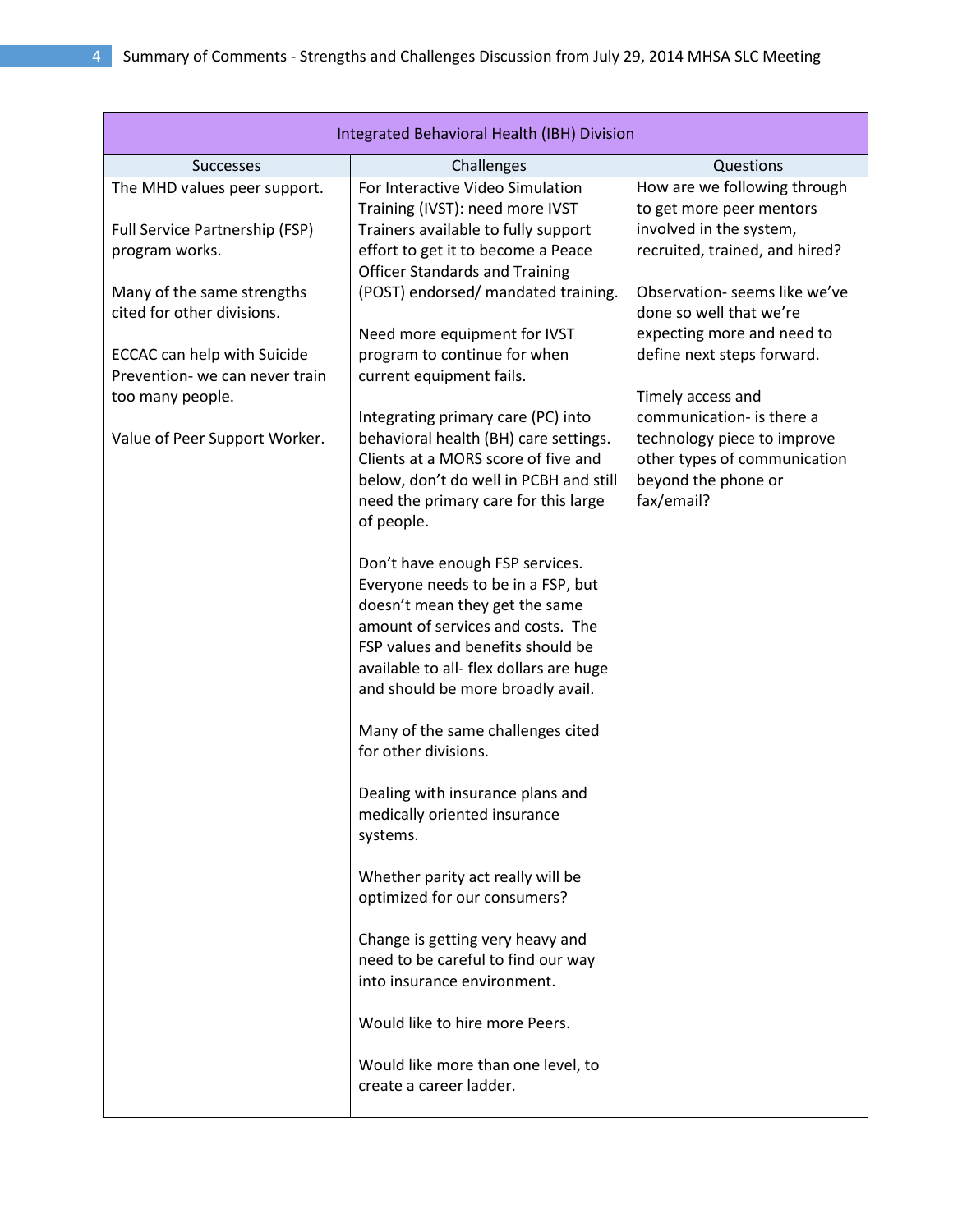| Integrated Behavioral Health (IBH) Division | | |
|---|---|---|
| Successes | Challenges | Questions |
| The MHD values peer support.<br><br>Full Service Partnership (FSP) program works.<br><br>Many of the same strengths cited for other divisions.<br><br>ECCAC can help with Suicide Prevention- we can never train too many people.<br><br>Value of Peer Support Worker. | For Interactive Video Simulation Training (IVST): need more IVST Trainers available to fully support effort to get it to become a Peace Officer Standards and Training (POST) endorsed/ mandated training.<br><br>Need more equipment for IVST program to continue for when current equipment fails.<br><br>Integrating primary care (PC) into behavioral health (BH) care settings. Clients at a MORS score of five and below, don't do well in PCBH and still need the primary care for this large of people.<br><br>Don't have enough FSP services. Everyone needs to be in a FSP, but doesn't mean they get the same amount of services and costs. The FSP values and benefits should be available to all- flex dollars are huge and should be more broadly avail.<br><br>Many of the same challenges cited for other divisions.<br><br>Dealing with insurance plans and medically oriented insurance systems.<br><br>Whether parity act really will be optimized for our consumers?<br><br>Change is getting very heavy and need to be careful to find our way into insurance environment.<br><br>Would like to hire more Peers.<br><br>Would like more than one level, to create a career ladder. | How are we following through to get more peer mentors involved in the system, recruited, trained, and hired?<br><br>Observation- seems like we've done so well that we're expecting more and need to define next steps forward.<br><br>Timely access and communication- is there a technology piece to improve other types of communication beyond the phone or fax/email? |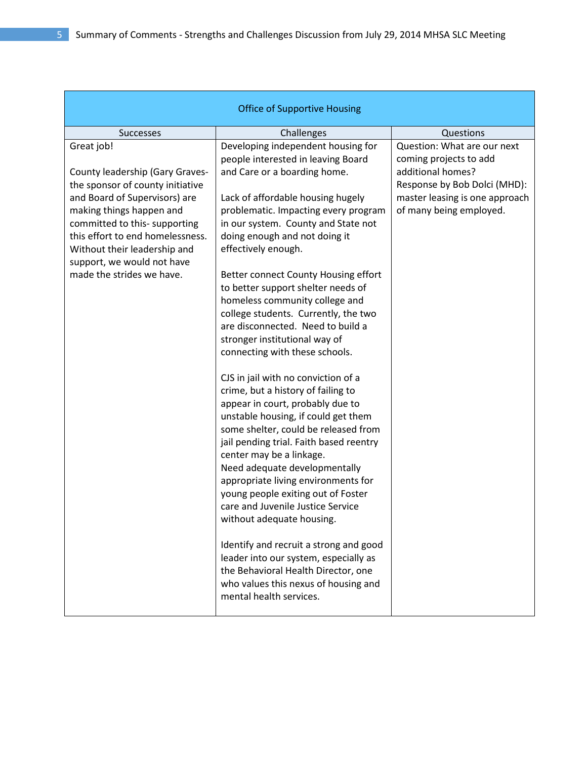| Office of Supportive Housing | | |
|---|---|---|
| Successes | Challenges | Questions |
| Great job!<br><br>County leadership (Gary Graves- the sponsor of county initiative and Board of Supervisors) are making things happen and committed to this- supporting this effort to end homelessness. Without their leadership and support, we would not have made the strides we have. | Developing independent housing for people interested in leaving Board and Care or a boarding home.<br><br>Lack of affordable housing hugely problematic. Impacting every program in our system. County and State not doing enough and not doing it effectively enough.<br><br>Better connect County Housing effort to better support shelter needs of homeless community college and college students. Currently, the two are disconnected. Need to build a stronger institutional way of connecting with these schools.<br><br>CJS in jail with no conviction of a crime, but a history of failing to appear in court, probably due to unstable housing, if could get them some shelter, could be released from jail pending trial. Faith based reentry center may be a linkage.<br>Need adequate developmentally appropriate living environments for young people exiting out of Foster care and Juvenile Justice Service without adequate housing.<br><br>Identify and recruit a strong and good leader into our system, especially as the Behavioral Health Director, one who values this nexus of housing and mental health services. | Question: What are our next coming projects to add additional homes?<br>Response by Bob Dolci (MHD): master leasing is one approach of many being employed. |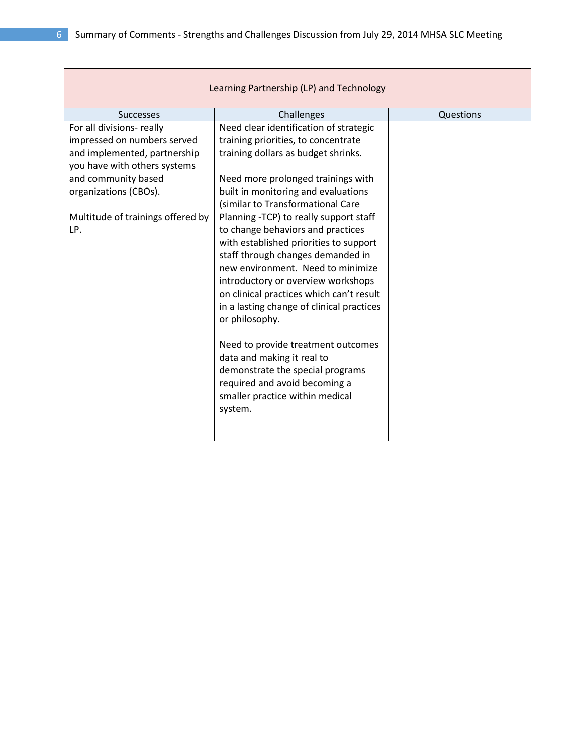| Learning Partnership (LP) and Technology | | |
|---|---|---|
| Successes | Challenges | Questions |
| For all divisions- really impressed on numbers served and implemented, partnership you have with others systems and community based organizations (CBOs).<br><br>Multitude of trainings offered by LP. | Need clear identification of strategic training priorities, to concentrate training dollars as budget shrinks.<br><br>Need more prolonged trainings with built in monitoring and evaluations (similar to Transformational Care Planning -TCP) to really support staff to change behaviors and practices with established priorities to support staff through changes demanded in new environment. Need to minimize introductory or overview workshops on clinical practices which can't result in a lasting change of clinical practices or philosophy.<br><br>Need to provide treatment outcomes data and making it real to demonstrate the special programs required and avoid becoming a smaller practice within medical system. | |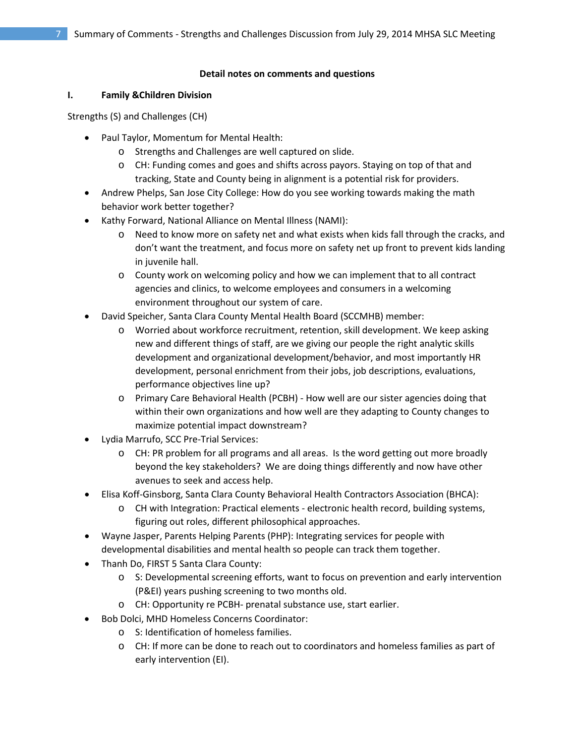**Detail notes on comments and questions**

## I. Family &Children Division

Strengths (S) and Challenges (CH)

- Paul Taylor, Momentum for Mental Health:
  - Strengths and Challenges are well captured on slide.
  - CH: Funding comes and goes and shifts across payors. Staying on top of that and tracking, State and County being in alignment is a potential risk for providers.
- Andrew Phelps, San Jose City College: How do you see working towards making the math behavior work better together?
- Kathy Forward, National Alliance on Mental Illness (NAMI):
  - Need to know more on safety net and what exists when kids fall through the cracks, and don't want the treatment, and focus more on safety net up front to prevent kids landing in juvenile hall.
  - County work on welcoming policy and how we can implement that to all contract agencies and clinics, to welcome employees and consumers in a welcoming environment throughout our system of care.
- David Speicher, Santa Clara County Mental Health Board (SCCMHB) member:
  - Worried about workforce recruitment, retention, skill development. We keep asking new and different things of staff, are we giving our people the right analytic skills development and organizational development/behavior, and most importantly HR development, personal enrichment from their jobs, job descriptions, evaluations, performance objectives line up?
  - Primary Care Behavioral Health (PCBH) - How well are our sister agencies doing that within their own organizations and how well are they adapting to County changes to maximize potential impact downstream?
- Lydia Marrufo, SCC Pre-Trial Services:
  - CH: PR problem for all programs and all areas. Is the word getting out more broadly beyond the key stakeholders? We are doing things differently and now have other avenues to seek and access help.
- Elisa Koff-Ginsborg, Santa Clara County Behavioral Health Contractors Association (BHCA):
  - CH with Integration: Practical elements - electronic health record, building systems, figuring out roles, different philosophical approaches.
- Wayne Jasper, Parents Helping Parents (PHP): Integrating services for people with developmental disabilities and mental health so people can track them together.
- Thanh Do, FIRST 5 Santa Clara County:
  - S: Developmental screening efforts, want to focus on prevention and early intervention (P&EI) years pushing screening to two months old.
  - CH: Opportunity re PCBH- prenatal substance use, start earlier.
- Bob Dolci, MHD Homeless Concerns Coordinator:
  - S: Identification of homeless families.
  - CH: If more can be done to reach out to coordinators and homeless families as part of early intervention (EI).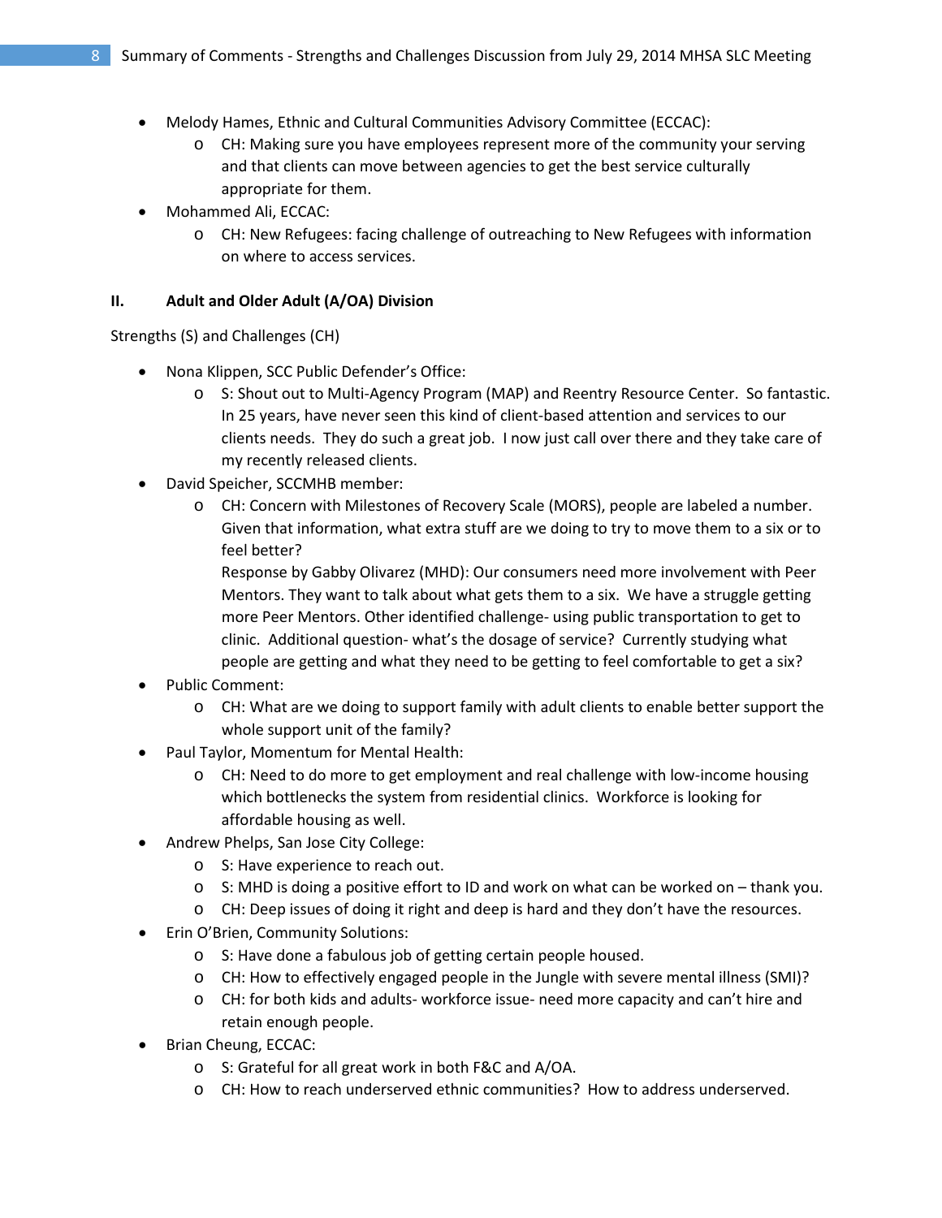- Melody Hames, Ethnic and Cultural Communities Advisory Committee (ECCAC):
    - CH: Making sure you have employees represent more of the community your serving and that clients can move between agencies to get the best service culturally appropriate for them.
- Mohammed Ali, ECCAC:
    - CH: New Refugees: facing challenge of outreaching to New Refugees with information on where to access services.

## II. Adult and Older Adult (A/OA) Division

Strengths (S) and Challenges (CH)

- Nona Klippen, SCC Public Defender's Office:
    - S: Shout out to Multi-Agency Program (MAP) and Reentry Resource Center. So fantastic. In 25 years, have never seen this kind of client-based attention and services to our clients needs. They do such a great job. I now just call over there and they take care of my recently released clients.
- David Speicher, SCCMHB member:
    - CH: Concern with Milestones of Recovery Scale (MORS), people are labeled a number. Given that information, what extra stuff are we doing to try to move them to a six or to feel better?
      Response by Gabby Olivarez (MHD): Our consumers need more involvement with Peer Mentors. They want to talk about what gets them to a six. We have a struggle getting more Peer Mentors. Other identified challenge- using public transportation to get to clinic. Additional question- what's the dosage of service? Currently studying what people are getting and what they need to be getting to feel comfortable to get a six?
- Public Comment:
    - CH: What are we doing to support family with adult clients to enable better support the whole support unit of the family?
- Paul Taylor, Momentum for Mental Health:
    - CH: Need to do more to get employment and real challenge with low-income housing which bottlenecks the system from residential clinics. Workforce is looking for affordable housing as well.
- Andrew Phelps, San Jose City College:
    - S: Have experience to reach out.
    - S: MHD is doing a positive effort to ID and work on what can be worked on – thank you.
    - CH: Deep issues of doing it right and deep is hard and they don't have the resources.
- Erin O'Brien, Community Solutions:
    - S: Have done a fabulous job of getting certain people housed.
    - CH: How to effectively engaged people in the Jungle with severe mental illness (SMI)?
    - CH: for both kids and adults- workforce issue- need more capacity and can't hire and retain enough people.
- Brian Cheung, ECCAC:
    - S: Grateful for all great work in both F&C and A/OA.
    - CH: How to reach underserved ethnic communities? How to address underserved.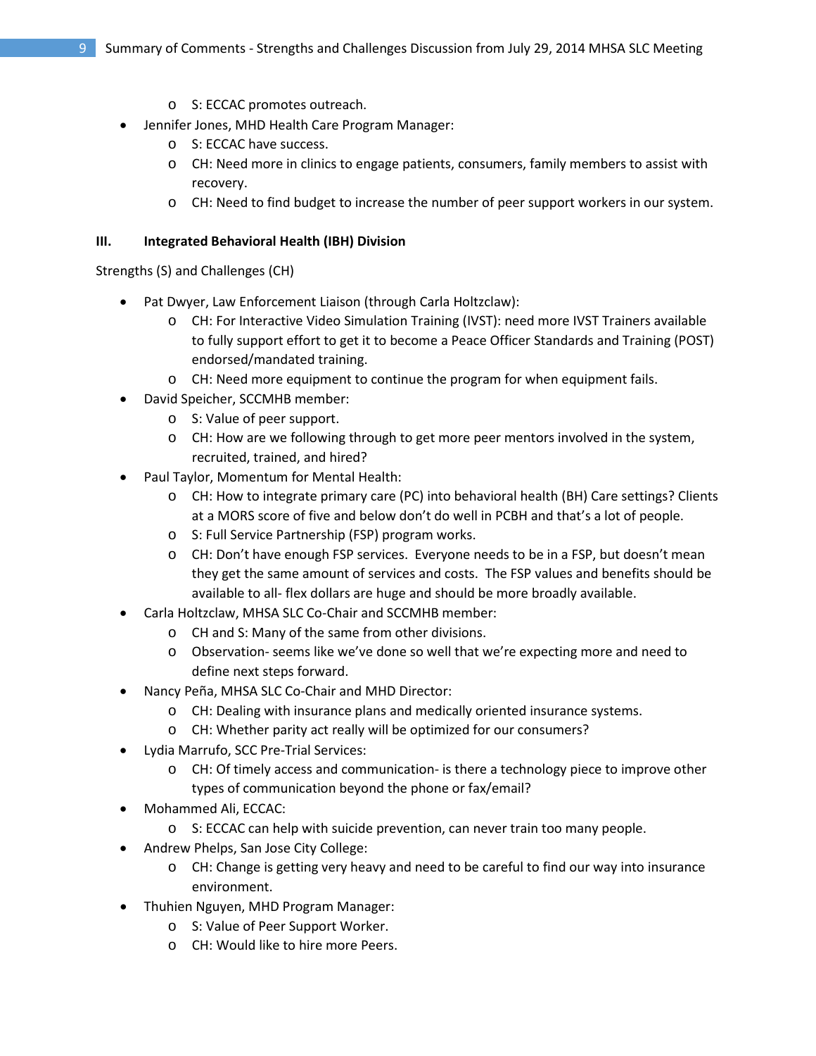- S: ECCAC promotes outreach.
- Jennifer Jones, MHD Health Care Program Manager:
  - S: ECCAC have success.
  - CH: Need more in clinics to engage patients, consumers, family members to assist with recovery.
  - CH: Need to find budget to increase the number of peer support workers in our system.

**III. Integrated Behavioral Health (IBH) Division**

Strengths (S) and Challenges (CH)

- Pat Dwyer, Law Enforcement Liaison (through Carla Holtzclaw):
  - CH: For Interactive Video Simulation Training (IVST): need more IVST Trainers available to fully support effort to get it to become a Peace Officer Standards and Training (POST) endorsed/mandated training.
  - CH: Need more equipment to continue the program for when equipment fails.
- David Speicher, SCCMHB member:
  - S: Value of peer support.
  - CH: How are we following through to get more peer mentors involved in the system, recruited, trained, and hired?
- Paul Taylor, Momentum for Mental Health:
  - CH: How to integrate primary care (PC) into behavioral health (BH) Care settings? Clients at a MORS score of five and below don't do well in PCBH and that's a lot of people.
  - S: Full Service Partnership (FSP) program works.
  - CH: Don't have enough FSP services. Everyone needs to be in a FSP, but doesn't mean they get the same amount of services and costs. The FSP values and benefits should be available to all- flex dollars are huge and should be more broadly available.
- Carla Holtzclaw, MHSA SLC Co-Chair and SCCMHB member:
  - CH and S: Many of the same from other divisions.
  - Observation- seems like we've done so well that we're expecting more and need to define next steps forward.
- Nancy Peña, MHSA SLC Co-Chair and MHD Director:
  - CH: Dealing with insurance plans and medically oriented insurance systems.
  - CH: Whether parity act really will be optimized for our consumers?
- Lydia Marrufo, SCC Pre-Trial Services:
  - CH: Of timely access and communication- is there a technology piece to improve other types of communication beyond the phone or fax/email?
- Mohammed Ali, ECCAC:
  - S: ECCAC can help with suicide prevention, can never train too many people.
- Andrew Phelps, San Jose City College:
  - CH: Change is getting very heavy and need to be careful to find our way into insurance environment.
- Thuhien Nguyen, MHD Program Manager:
  - S: Value of Peer Support Worker.
  - CH: Would like to hire more Peers.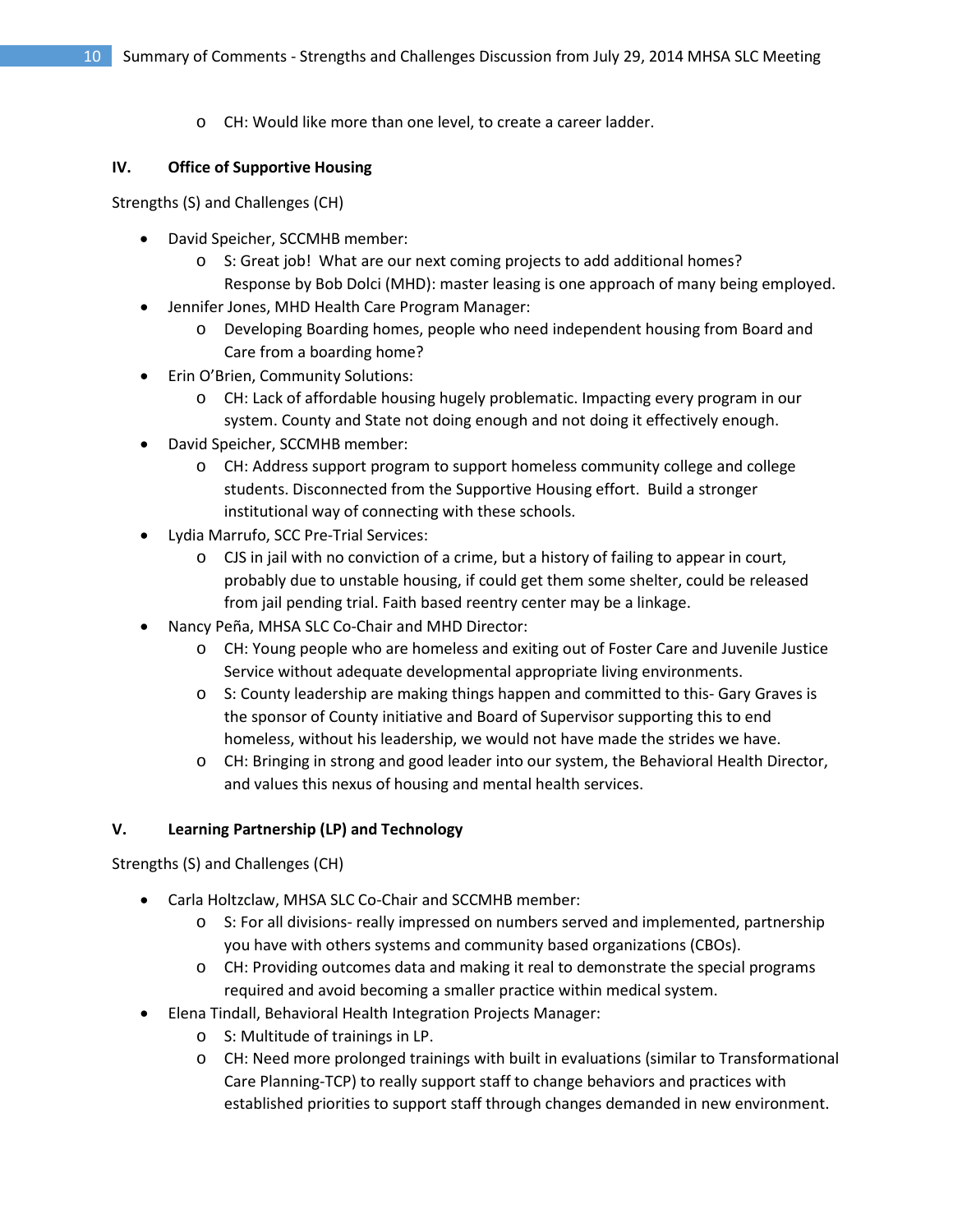- CH: Would like more than one level, to create a career ladder.

**IV. Office of Supportive Housing**

Strengths (S) and Challenges (CH)

- David Speicher, SCCMHB member:
  - S: Great job! What are our next coming projects to add additional homes?
    Response by Bob Dolci (MHD): master leasing is one approach of many being employed.
- Jennifer Jones, MHD Health Care Program Manager:
  - Developing Boarding homes, people who need independent housing from Board and Care from a boarding home?
- Erin O'Brien, Community Solutions:
  - CH: Lack of affordable housing hugely problematic. Impacting every program in our system. County and State not doing enough and not doing it effectively enough.
- David Speicher, SCCMHB member:
  - CH: Address support program to support homeless community college and college students. Disconnected from the Supportive Housing effort. Build a stronger institutional way of connecting with these schools.
- Lydia Marrufo, SCC Pre-Trial Services:
  - CJS in jail with no conviction of a crime, but a history of failing to appear in court, probably due to unstable housing, if could get them some shelter, could be released from jail pending trial. Faith based reentry center may be a linkage.
- Nancy Peña, MHSA SLC Co-Chair and MHD Director:
  - CH: Young people who are homeless and exiting out of Foster Care and Juvenile Justice Service without adequate developmental appropriate living environments.
  - S: County leadership are making things happen and committed to this- Gary Graves is the sponsor of County initiative and Board of Supervisor supporting this to end homeless, without his leadership, we would not have made the strides we have.
  - CH: Bringing in strong and good leader into our system, the Behavioral Health Director, and values this nexus of housing and mental health services.

**V. Learning Partnership (LP) and Technology**

Strengths (S) and Challenges (CH)

- Carla Holtzclaw, MHSA SLC Co-Chair and SCCMHB member:
  - S: For all divisions- really impressed on numbers served and implemented, partnership you have with others systems and community based organizations (CBOs).
  - CH: Providing outcomes data and making it real to demonstrate the special programs required and avoid becoming a smaller practice within medical system.
- Elena Tindall, Behavioral Health Integration Projects Manager:
  - S: Multitude of trainings in LP.
  - CH: Need more prolonged trainings with built in evaluations (similar to Transformational Care Planning-TCP) to really support staff to change behaviors and practices with established priorities to support staff through changes demanded in new environment.